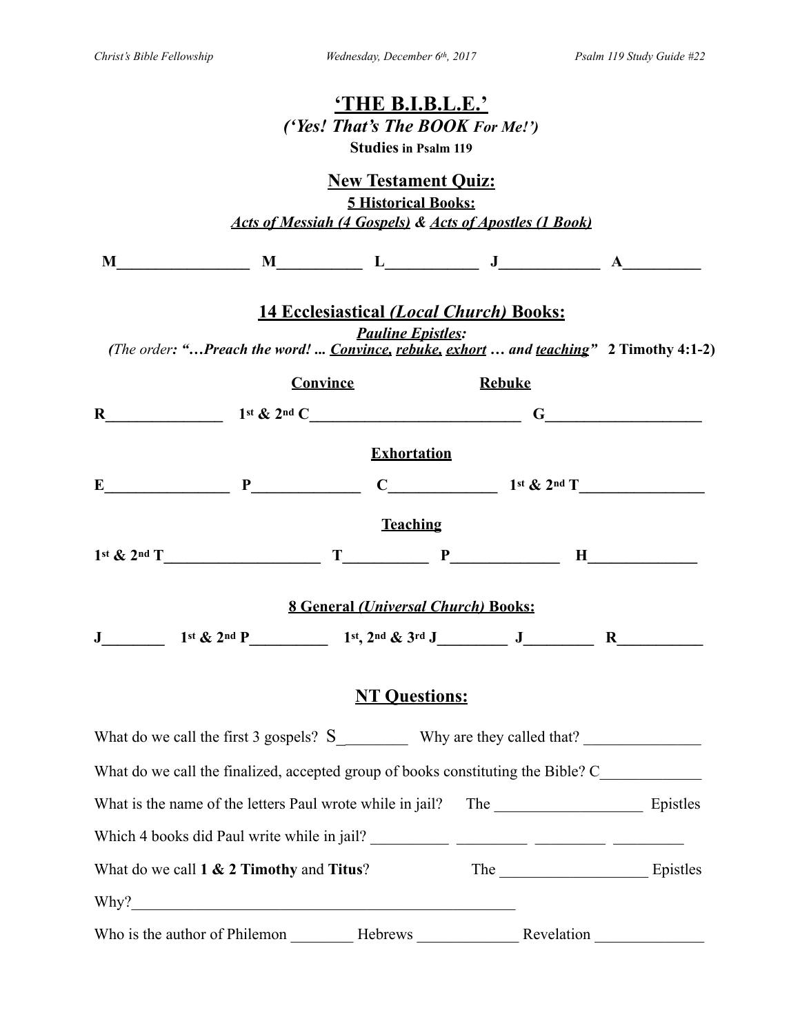# 'THE B.I.B.L.E.'

***('Yes! That's The BOOK For Me!')***

**Studies in Psalm 119**

## <u>New Testament Quiz:</u>

**<u>5 Historical Books:</u>**

***<u>Acts of Messiah (4 Gospels)</u> & <u>Acts of Apostles (1 Book)</u>***

**M_________________ M___________ L____________ J_____________ A__________**

## <u>14 Ecclesiastical *(Local Church)* Books:</u>

***<u>Pauline Epistles</u>:***

*(The order: "…Preach the word! ... <u>Convince</u>, <u>rebuke</u>, <u>exhort</u> … and <u>teaching</u>"* **2 Timothy 4:1-2)**

**<u>Convince</u>** **<u>Rebuke</u>**

**R_______________ 1st & 2nd C_____________________________ G____________________**

**<u>Exhortation</u>**

**E________________ P______________ C______________ 1st & 2nd T________________**

**<u>Teaching</u>**

**1st & 2nd T____________________ T___________ P______________ H______________**

**<u>8 General *(Universal Church)* Books:</u>**

**J________ 1st & 2nd P__________ 1st, 2nd & 3rd J_________ J_________ R___________**

## <u>NT Questions:</u>

What do we call the first 3 gospels? S_________ Why are they called that? _______________

What do we call the finalized, accepted group of books constituting the Bible? C_____________

What is the name of the letters Paul wrote while in jail? The ___________________ Epistles

Which 4 books did Paul write while in jail? __________ _________ _________ _________

What do we call **1 & 2 Timothy** and **Titus**? The ___________________ Epistles

Why?_________________________________________________

Who is the author of Philemon ________ Hebrews _____________ Revelation ______________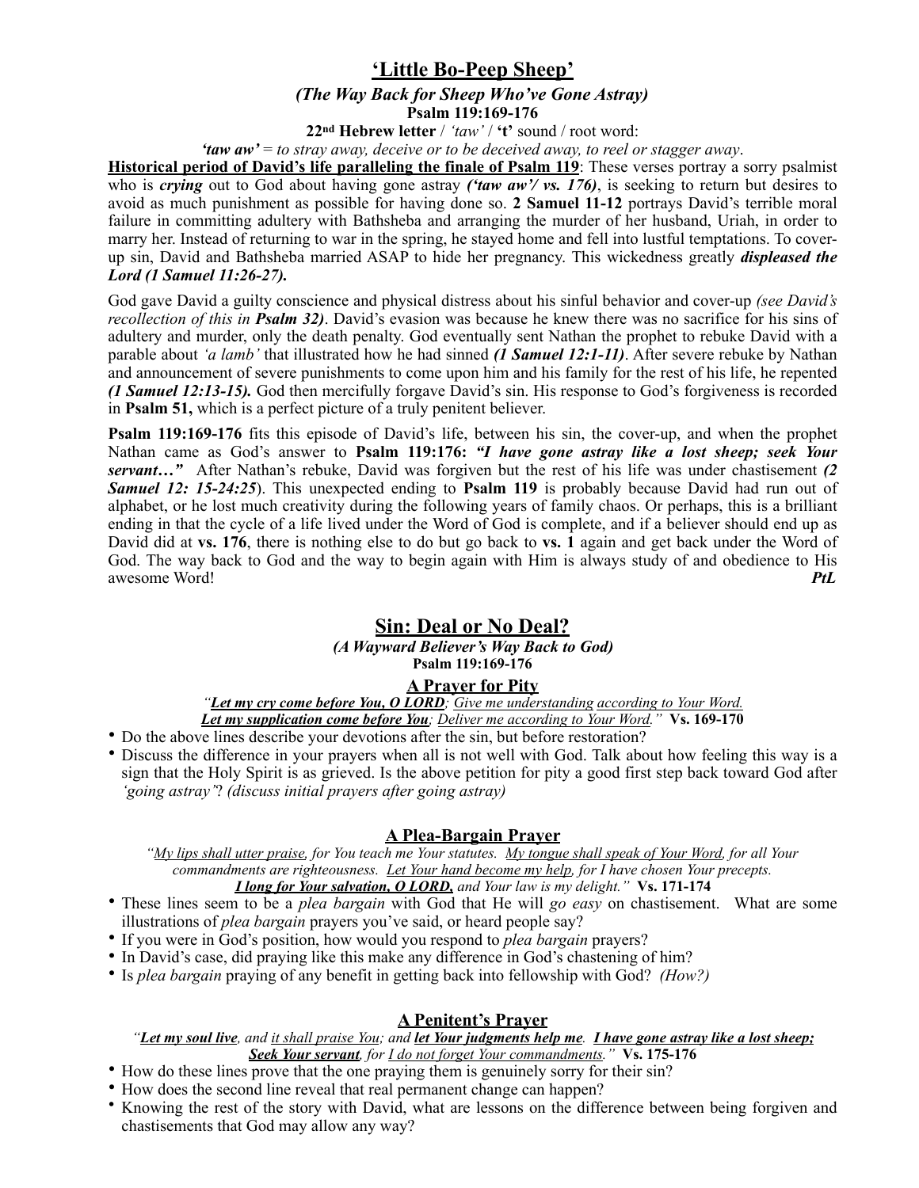## 'Little Bo-Peep Sheep'

### *(The Way Back for Sheep Who've Gone Astray)*

**Psalm 119:169-176**

**22nd Hebrew letter** / *'taw'* / **'t'** sound / root word:

***'taw aw'*** *= to stray away, deceive or to be deceived away, to reel or stagger away*.

**Historical period of David's life paralleling the finale of Psalm 119**: These verses portray a sorry psalmist who is ***crying*** out to God about having gone astray ***('taw aw'/ vs. 176)***, is seeking to return but desires to avoid as much punishment as possible for having done so. **2 Samuel 11-12** portrays David's terrible moral failure in committing adultery with Bathsheba and arranging the murder of her husband, Uriah, in order to marry her. Instead of returning to war in the spring, he stayed home and fell into lustful temptations. To cover-up sin, David and Bathsheba married ASAP to hide her pregnancy. This wickedness greatly ***displeased the Lord (1 Samuel 11:26-27).***

God gave David a guilty conscience and physical distress about his sinful behavior and cover-up *(see David's recollection of this in **Psalm 32**)*. David's evasion was because he knew there was no sacrifice for his sins of adultery and murder, only the death penalty. God eventually sent Nathan the prophet to rebuke David with a parable about *'a lamb'* that illustrated how he had sinned ***(1 Samuel 12:1-11)***. After severe rebuke by Nathan and announcement of severe punishments to come upon him and his family for the rest of his life, he repented ***(1 Samuel 12:13-15).*** God then mercifully forgave David's sin. His response to God's forgiveness is recorded in **Psalm 51,** which is a perfect picture of a truly penitent believer.

**Psalm 119:169-176** fits this episode of David's life, between his sin, the cover-up, and when the prophet Nathan came as God's answer to **Psalm 119:176:** ***"I have gone astray like a lost sheep; seek Your servant…"*** After Nathan's rebuke, David was forgiven but the rest of his life was under chastisement ***(2 Samuel 12: 15-24:25)***. This unexpected ending to **Psalm 119** is probably because David had run out of alphabet, or he lost much creativity during the following years of family chaos. Or perhaps, this is a brilliant ending in that the cycle of a life lived under the Word of God is complete, and if a believer should end up as David did at **vs. 176**, there is nothing else to do but go back to **vs. 1** again and get back under the Word of God. The way back to God and the way to begin again with Him is always study of and obedience to His awesome Word! ***PtL***

## Sin: Deal or No Deal?

### *(A Wayward Believer's Way Back to God)*

**Psalm 119:169-176**

### A Prayer for Pity

*"**Let my cry come before You, O LORD**; Give me understanding according to Your Word. **Let my supplication come before You**; Deliver me according to Your Word."* **Vs. 169-170**

- Do the above lines describe your devotions after the sin, but before restoration?
- Discuss the difference in your prayers when all is not well with God. Talk about how feeling this way is a sign that the Holy Spirit is as grieved. Is the above petition for pity a good first step back toward God after *'going astray'*? *(discuss initial prayers after going astray)*

### A Plea-Bargain Prayer

*"My lips shall utter praise, for You teach me Your statutes. My tongue shall speak of Your Word, for all Your commandments are righteousness. Let Your hand become my help, for I have chosen Your precepts. **I long for Your salvation, O LORD,** and Your law is my delight."* **Vs. 171-174**

- These lines seem to be a *plea bargain* with God that He will *go easy* on chastisement. What are some illustrations of *plea bargain* prayers you've said, or heard people say?
- If you were in God's position, how would you respond to *plea bargain* prayers?
- In David's case, did praying like this make any difference in God's chastening of him?
- Is *plea bargain* praying of any benefit in getting back into fellowship with God? *(How?)*

### A Penitent's Prayer

*"**Let my soul live**, and it shall praise You; and **let Your judgments help me**. **I have gone astray like a lost sheep; Seek Your servant**, for I do not forget Your commandments."* **Vs. 175-176**

- How do these lines prove that the one praying them is genuinely sorry for their sin?
- How does the second line reveal that real permanent change can happen?
- Knowing the rest of the story with David, what are lessons on the difference between being forgiven and chastisements that God may allow any way?